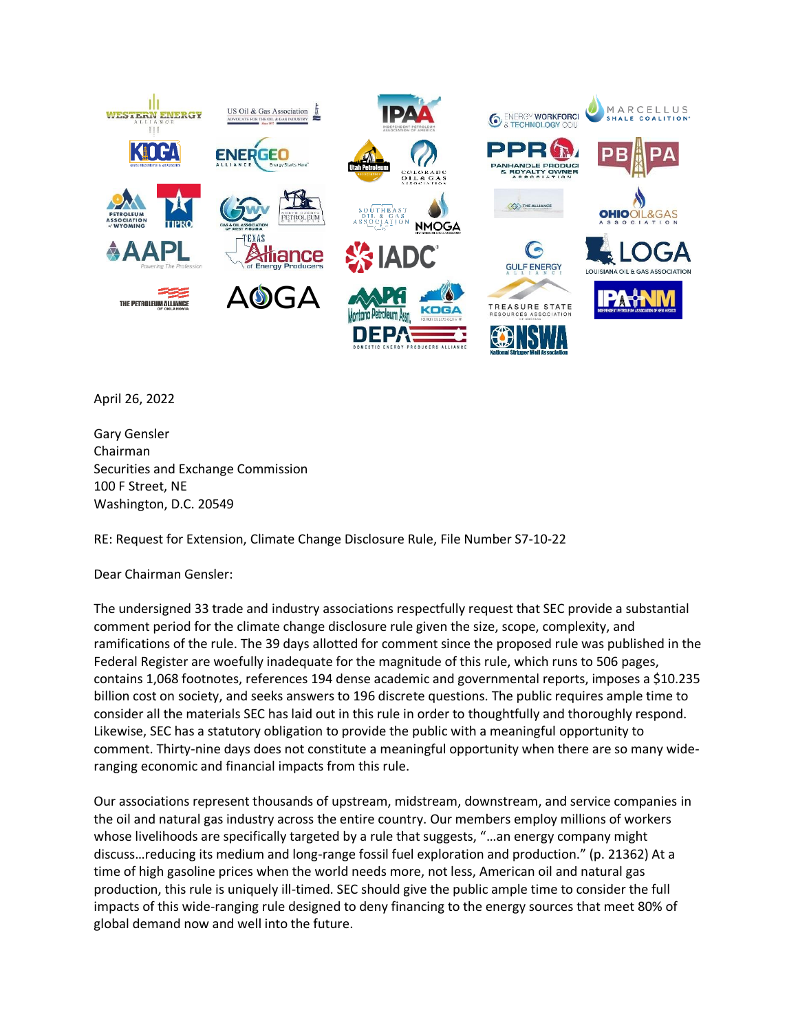April 26, 2022

Gary Gensler  
Chairman  
Securities and Exchange Commission  
100 F Street, NE  
Washington, D.C. 20549

RE: Request for Extension, Climate Change Disclosure Rule, File Number S7-10-22

Dear Chairman Gensler:

The undersigned 33 trade and industry associations respectfully request that SEC provide a substantial comment period for the climate change disclosure rule given the size, scope, complexity, and ramifications of the rule. The 39 days allotted for comment since the proposed rule was published in the Federal Register are woefully inadequate for the magnitude of this rule, which runs to 506 pages, contains 1,068 footnotes, references 194 dense academic and governmental reports, imposes a $10.235 billion cost on society, and seeks answers to 196 discrete questions. The public requires ample time to consider all the materials SEC has laid out in this rule in order to thoughtfully and thoroughly respond. Likewise, SEC has a statutory obligation to provide the public with a meaningful opportunity to comment. Thirty-nine days does not constitute a meaningful opportunity when there are so many wide-ranging economic and financial impacts from this rule.

Our associations represent thousands of upstream, midstream, downstream, and service companies in the oil and natural gas industry across the entire country. Our members employ millions of workers whose livelihoods are specifically targeted by a rule that suggests, "…an energy company might discuss…reducing its medium and long-range fossil fuel exploration and production." (p. 21362) At a time of high gasoline prices when the world needs more, not less, American oil and natural gas production, this rule is uniquely ill-timed. SEC should give the public ample time to consider the full impacts of this wide-ranging rule designed to deny financing to the energy sources that meet 80% of global demand now and well into the future.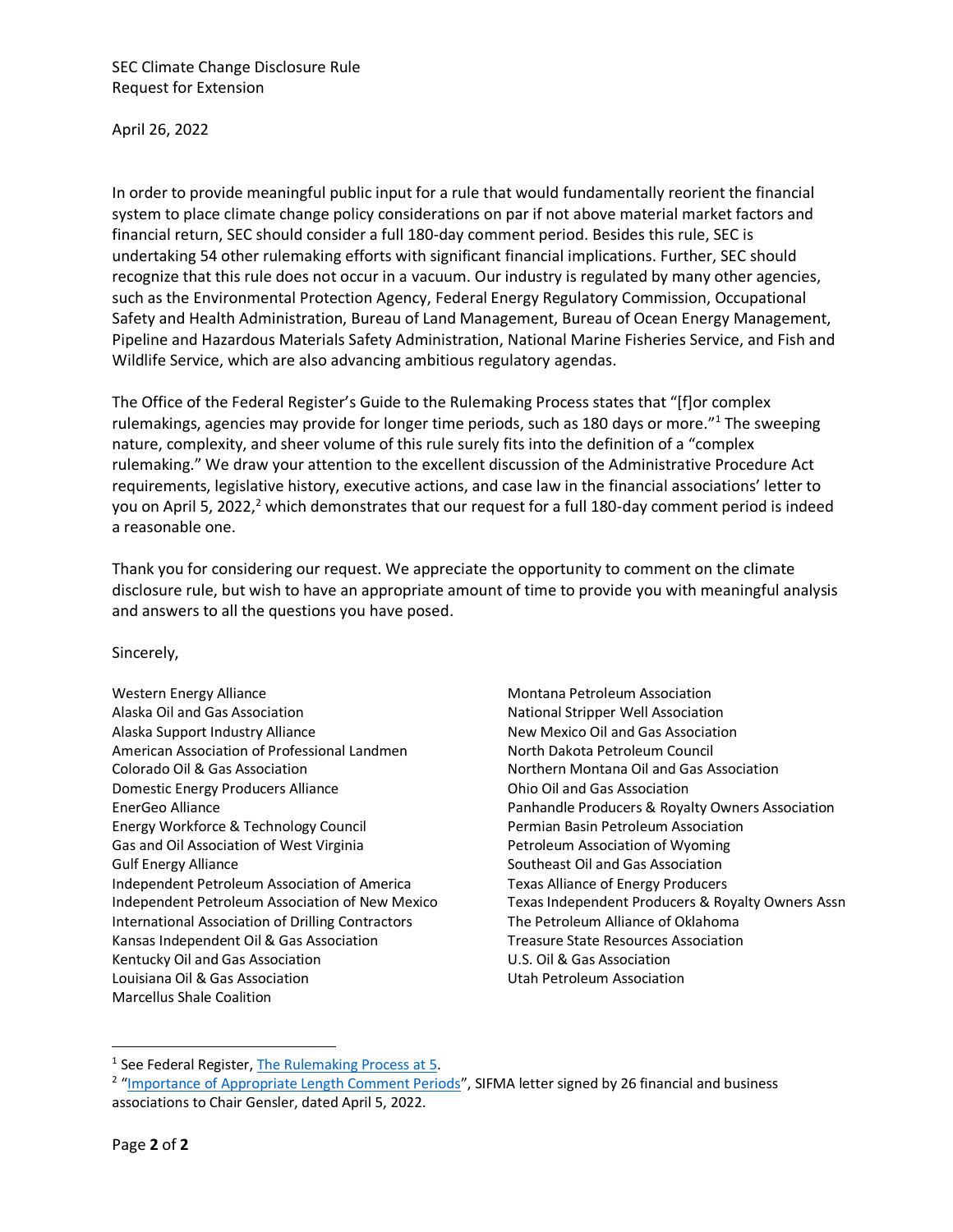SEC Climate Change Disclosure Rule
Request for Extension

April 26, 2022

In order to provide meaningful public input for a rule that would fundamentally reorient the financial system to place climate change policy considerations on par if not above material market factors and financial return, SEC should consider a full 180-day comment period. Besides this rule, SEC is undertaking 54 other rulemaking efforts with significant financial implications. Further, SEC should recognize that this rule does not occur in a vacuum. Our industry is regulated by many other agencies, such as the Environmental Protection Agency, Federal Energy Regulatory Commission, Occupational Safety and Health Administration, Bureau of Land Management, Bureau of Ocean Energy Management, Pipeline and Hazardous Materials Safety Administration, National Marine Fisheries Service, and Fish and Wildlife Service, which are also advancing ambitious regulatory agendas.

The Office of the Federal Register's Guide to the Rulemaking Process states that "[f]or complex rulemakings, agencies may provide for longer time periods, such as 180 days or more."[1] The sweeping nature, complexity, and sheer volume of this rule surely fits into the definition of a "complex rulemaking." We draw your attention to the excellent discussion of the Administrative Procedure Act requirements, legislative history, executive actions, and case law in the financial associations' letter to you on April 5, 2022,[2] which demonstrates that our request for a full 180-day comment period is indeed a reasonable one.

Thank you for considering our request. We appreciate the opportunity to comment on the climate disclosure rule, but wish to have an appropriate amount of time to provide you with meaningful analysis and answers to all the questions you have posed.

Sincerely,

Western Energy Alliance
Alaska Oil and Gas Association
Alaska Support Industry Alliance
American Association of Professional Landmen
Colorado Oil & Gas Association
Domestic Energy Producers Alliance
EnerGeo Alliance
Energy Workforce & Technology Council
Gas and Oil Association of West Virginia
Gulf Energy Alliance
Independent Petroleum Association of America
Independent Petroleum Association of New Mexico
International Association of Drilling Contractors
Kansas Independent Oil & Gas Association
Kentucky Oil and Gas Association
Louisiana Oil & Gas Association
Marcellus Shale Coalition
Montana Petroleum Association
National Stripper Well Association
New Mexico Oil and Gas Association
North Dakota Petroleum Council
Northern Montana Oil and Gas Association
Ohio Oil and Gas Association
Panhandle Producers & Royalty Owners Association
Permian Basin Petroleum Association
Petroleum Association of Wyoming
Southeast Oil and Gas Association
Texas Alliance of Energy Producers
Texas Independent Producers & Royalty Owners Assn
The Petroleum Alliance of Oklahoma
Treasure State Resources Association
U.S. Oil & Gas Association
Utah Petroleum Association

---

[1] See Federal Register, The Rulemaking Process at 5.

[2] "Importance of Appropriate Length Comment Periods", SIFMA letter signed by 26 financial and business associations to Chair Gensler, dated April 5, 2022.